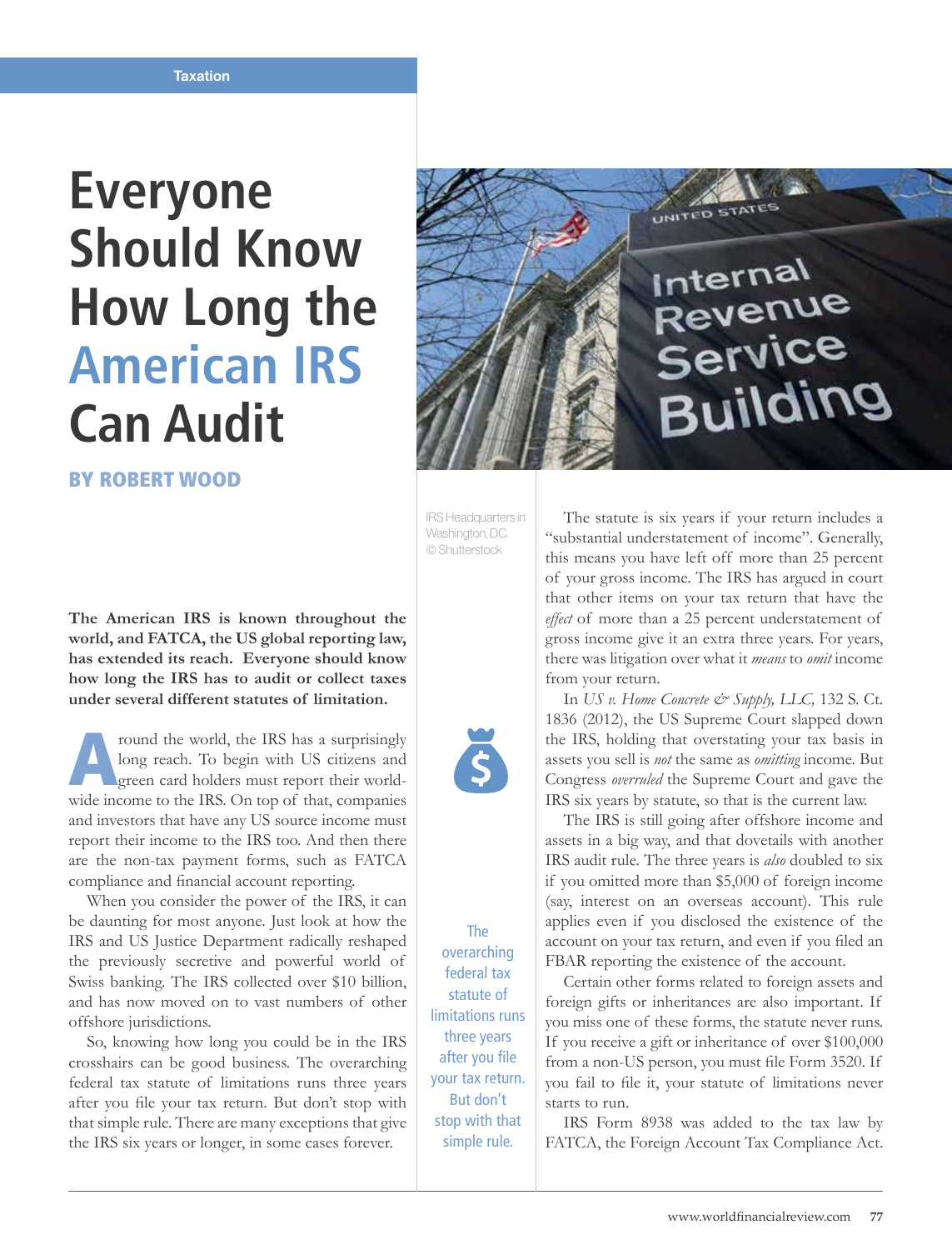Taxation

# Everyone Should Know How Long the American IRS Can Audit

**BY ROBERT WOOD**

IRS Headquarters in Washington, D.C. © Shutterstock

**The American IRS is known throughout the world, and FATCA, the US global reporting law, has extended its reach. Everyone should know how long the IRS has to audit or collect taxes under several different statutes of limitation.**

Around the world, the IRS has a surprisingly long reach. To begin with US citizens and green card holders must report their worldwide income to the IRS. On top of that, companies and investors that have any US source income must report their income to the IRS too. And then there are the non-tax payment forms, such as FATCA compliance and financial account reporting.

When you consider the power of the IRS, it can be daunting for most anyone. Just look at how the IRS and US Justice Department radically reshaped the previously secretive and powerful world of Swiss banking. The IRS collected over $10 billion, and has now moved on to vast numbers of other offshore jurisdictions.

So, knowing how long you could be in the IRS crosshairs can be good business. The overarching federal tax statute of limitations runs three years after you file your tax return. But don't stop with that simple rule. There are many exceptions that give the IRS six years or longer, in some cases forever.

> The overarching federal tax statute of limitations runs three years after you file your tax return. But don't stop with that simple rule.

The statute is six years if your return includes a "substantial understatement of income". Generally, this means you have left off more than 25 percent of your gross income. The IRS has argued in court that other items on your tax return that have the *effect* of more than a 25 percent understatement of gross income give it an extra three years. For years, there was litigation over what it *means* to *omit* income from your return.

In *US v. Home Concrete & Supply, LLC,* 132 S. Ct. 1836 (2012), the US Supreme Court slapped down the IRS, holding that overstating your tax basis in assets you sell is *not* the same as *omitting* income. But Congress *overruled* the Supreme Court and gave the IRS six years by statute, so that is the current law.

The IRS is still going after offshore income and assets in a big way, and that dovetails with another IRS audit rule. The three years is *also* doubled to six if you omitted more than $5,000 of foreign income (say, interest on an overseas account). This rule applies even if you disclosed the existence of the account on your tax return, and even if you filed an FBAR reporting the existence of the account.

Certain other forms related to foreign assets and foreign gifts or inheritances are also important. If you miss one of these forms, the statute never runs. If you receive a gift or inheritance of over $100,000 from a non-US person, you must file Form 3520. If you fail to file it, your statute of limitations never starts to run.

IRS Form 8938 was added to the tax law by FATCA, the Foreign Account Tax Compliance Act.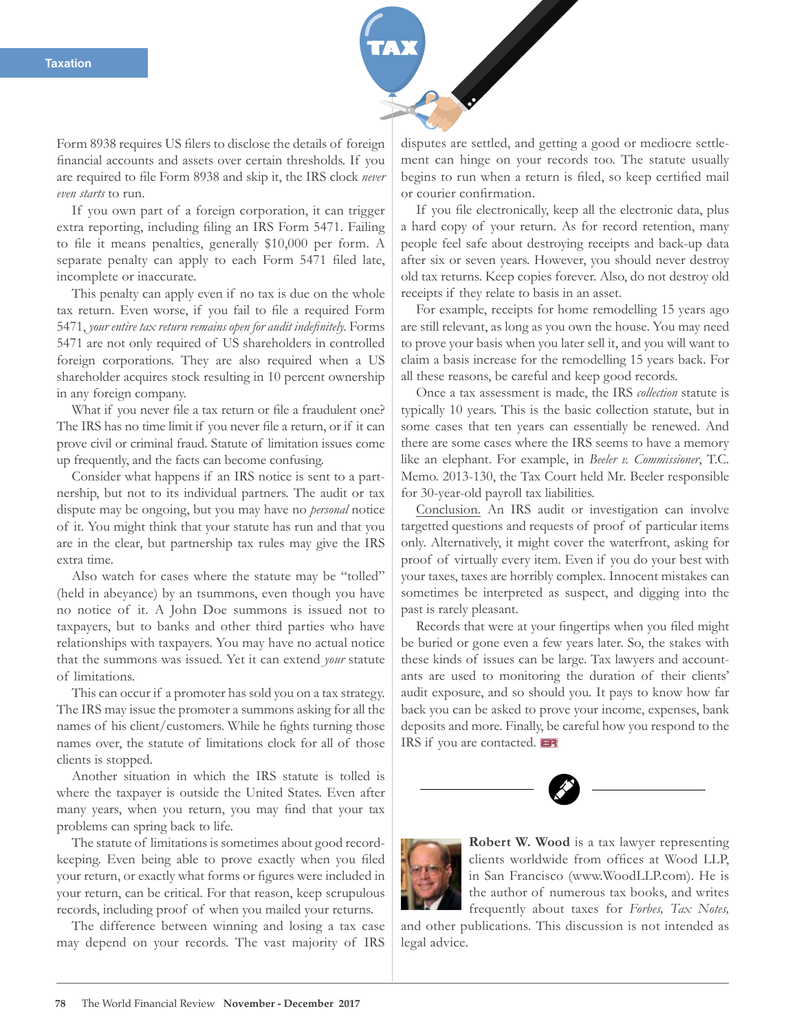Form 8938 requires US filers to disclose the details of foreign financial accounts and assets over certain thresholds. If you are required to file Form 8938 and skip it, the IRS clock *never even starts* to run.

If you own part of a foreign corporation, it can trigger extra reporting, including filing an IRS Form 5471. Failing to file it means penalties, generally $10,000 per form. A separate penalty can apply to each Form 5471 filed late, incomplete or inaccurate.

This penalty can apply even if no tax is due on the whole tax return. Even worse, if you fail to file a required Form 5471, *your entire tax return remains open for audit indefinitely.* Forms 5471 are not only required of US shareholders in controlled foreign corporations. They are also required when a US shareholder acquires stock resulting in 10 percent ownership in any foreign company.

What if you never file a tax return or file a fraudulent one? The IRS has no time limit if you never file a return, or if it can prove civil or criminal fraud. Statute of limitation issues come up frequently, and the facts can become confusing.

Consider what happens if an IRS notice is sent to a partnership, but not to its individual partners. The audit or tax dispute may be ongoing, but you may have no *personal* notice of it. You might think that your statute has run and that you are in the clear, but partnership tax rules may give the IRS extra time.

Also watch for cases where the statute may be "tolled" (held in abeyance) by an tsummons, even though you have no notice of it. A John Doe summons is issued not to taxpayers, but to banks and other third parties who have relationships with taxpayers. You may have no actual notice that the summons was issued. Yet it can extend *your* statute of limitations.

This can occur if a promoter has sold you on a tax strategy. The IRS may issue the promoter a summons asking for all the names of his client/customers. While he fights turning those names over, the statute of limitations clock for all of those clients is stopped.

Another situation in which the IRS statute is tolled is where the taxpayer is outside the United States. Even after many years, when you return, you may find that your tax problems can spring back to life.

The statute of limitations is sometimes about good record-keeping. Even being able to prove exactly when you filed your return, or exactly what forms or figures were included in your return, can be critical. For that reason, keep scrupulous records, including proof of when you mailed your returns.

The difference between winning and losing a tax case may depend on your records. The vast majority of IRS disputes are settled, and getting a good or mediocre settlement can hinge on your records too. The statute usually begins to run when a return is filed, so keep certified mail or courier confirmation.

If you file electronically, keep all the electronic data, plus a hard copy of your return. As for record retention, many people feel safe about destroying receipts and back-up data after six or seven years. However, you should never destroy old tax returns. Keep copies forever. Also, do not destroy old receipts if they relate to basis in an asset.

For example, receipts for home remodelling 15 years ago are still relevant, as long as you own the house. You may need to prove your basis when you later sell it, and you will want to claim a basis increase for the remodelling 15 years back. For all these reasons, be careful and keep good records.

Once a tax assessment is made, the IRS *collection* statute is typically 10 years. This is the basic collection statute, but in some cases that ten years can essentially be renewed. And there are some cases where the IRS seems to have a memory like an elephant. For example, in *Beeler v. Commissioner*, T.C. Memo. 2013-130, the Tax Court held Mr. Beeler responsible for 30-year-old payroll tax liabilities.

Conclusion. An IRS audit or investigation can involve targetted questions and requests of proof of particular items only. Alternatively, it might cover the waterfront, asking for proof of virtually every item. Even if you do your best with your taxes, taxes are horribly complex. Innocent mistakes can sometimes be interpreted as suspect, and digging into the past is rarely pleasant.

Records that were at your fingertips when you filed might be buried or gone even a few years later. So, the stakes with these kinds of issues can be large. Tax lawyers and accountants are used to monitoring the duration of their clients' audit exposure, and so should you. It pays to know how far back you can be asked to prove your income, expenses, bank deposits and more. Finally, be careful how you respond to the IRS if you are contacted.

**Robert W. Wood** is a tax lawyer representing clients worldwide from offices at Wood LLP, in San Francisco (www.WoodLLP.com). He is the author of numerous tax books, and writes frequently about taxes for *Forbes, Tax Notes,* and other publications. This discussion is not intended as legal advice.